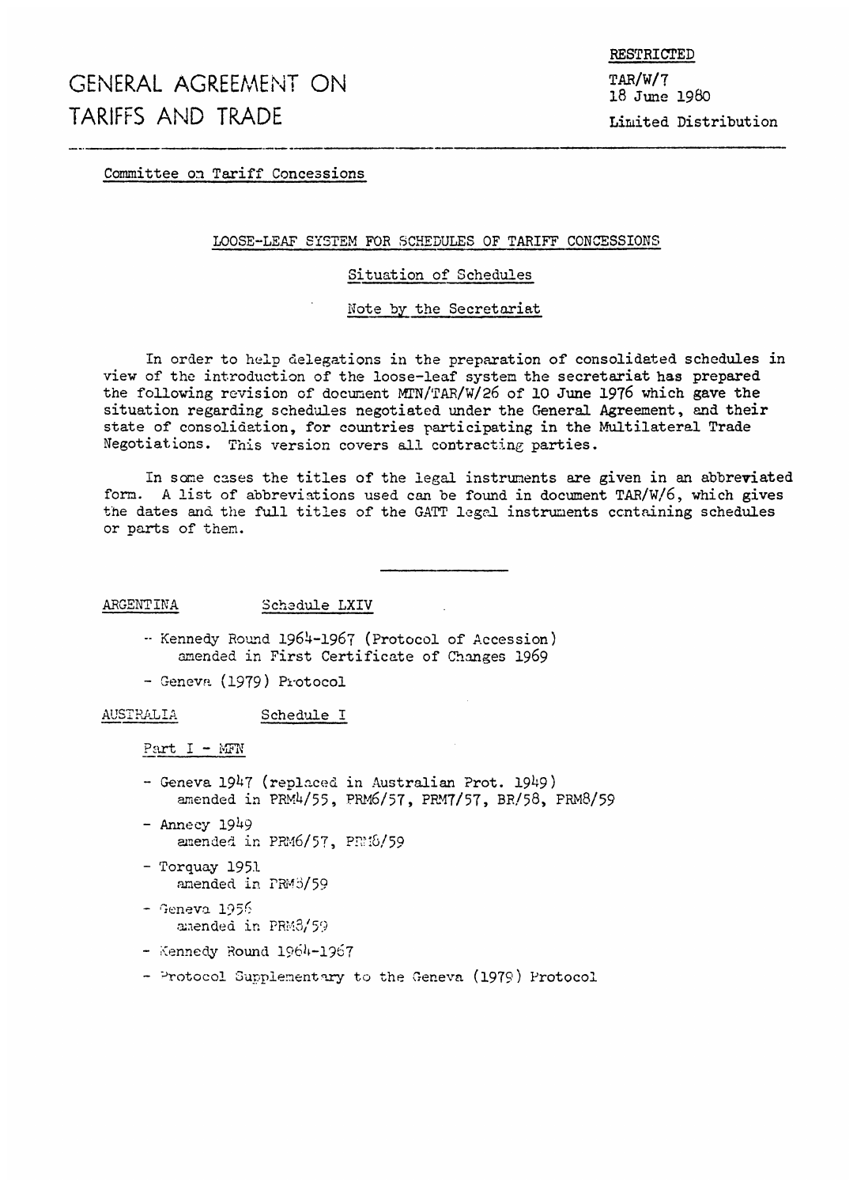# GENERAL AGREEMENT ON TARIFFS AND TRADE

RESTRICTED

TAR/W/7
18 June 1980

Limited Distribution

Committee on Tariff Concessions

## LOOSE-LEAF SYSTEM FOR SCHEDULES OF TARIFF CONCESSIONS

### Situation of Schedules

### Note by the Secretariat

In order to help delegations in the preparation of consolidated schedules in view of the introduction of the loose-leaf system the secretariat has prepared the following revision of document MTN/TAR/W/26 of 10 June 1976 which gave the situation regarding schedules negotiated under the General Agreement, and their state of consolidation, for countries participating in the Multilateral Trade Negotiations. This version covers all contracting parties.

In some cases the titles of the legal instruments are given in an abbreviated form. A list of abbreviations used can be found in document TAR/W/6, which gives the dates and the full titles of the GATT legal instruments containing schedules or parts of them.

---

ARGENTINA Schedule LXIV

- Kennedy Round 1964-1967 (Protocol of Accession) amended in First Certificate of Changes 1969
- Geneva (1979) Protocol

AUSTRALIA Schedule I

Part I - MFN

- Geneva 1947 (replaced in Australian Prot. 1949) amended in PRM4/55, PRM6/57, PRM7/57, BR/58, PRM8/59
- Annecy 1949 amended in PRM6/57, PRM8/59
- Torquay 1951 amended in PRM8/59
- Geneva 1956 amended in PRM8/59
- Kennedy Round 1964-1967
- Protocol Supplementary to the Geneva (1979) Protocol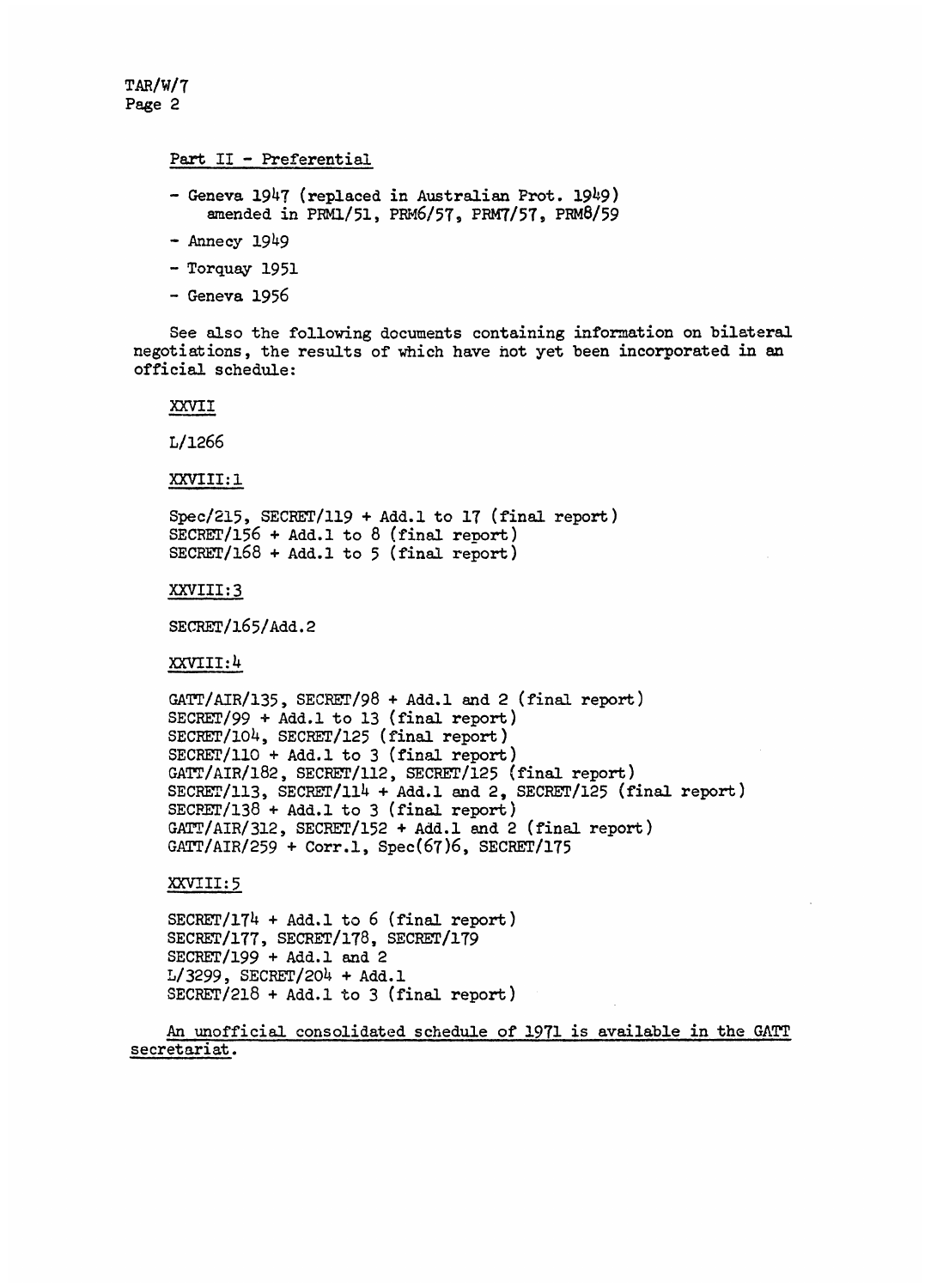Part II - Preferential

- Geneva 1947 (replaced in Australian Prot. 1949) amended in PRM1/51, PRM6/57, PRM7/57, PRM8/59
- Annecy 1949
- Torquay 1951
- Geneva 1956

See also the following documents containing information on bilateral negotiations, the results of which have not yet been incorporated in an official schedule:

XXVII

L/1266

XXVIII:1

Spec/215, SECRET/119 + Add.1 to 17 (final report)
SECRET/156 + Add.1 to 8 (final report)
SECRET/168 + Add.1 to 5 (final report)

XXVIII:3

SECRET/165/Add.2

XXVIII:4

GATT/AIR/135, SECRET/98 + Add.1 and 2 (final report)
SECRET/99 + Add.1 to 13 (final report)
SECRET/104, SECRET/125 (final report)
SECRET/110 + Add.1 to 3 (final report)
GATT/AIR/182, SECRET/112, SECRET/125 (final report)
SECRET/113, SECRET/114 + Add.1 and 2, SECRET/125 (final report)
SECRET/138 + Add.1 to 3 (final report)
GATT/AIR/312, SECRET/152 + Add.1 and 2 (final report)
GATT/AIR/259 + Corr.1, Spec(67)6, SECRET/175

XXVIII:5

SECRET/174 + Add.1 to 6 (final report)
SECRET/177, SECRET/178, SECRET/179
SECRET/199 + Add.1 and 2
L/3299, SECRET/204 + Add.1
SECRET/218 + Add.1 to 3 (final report)

An unofficial consolidated schedule of 1971 is available in the GATT secretariat.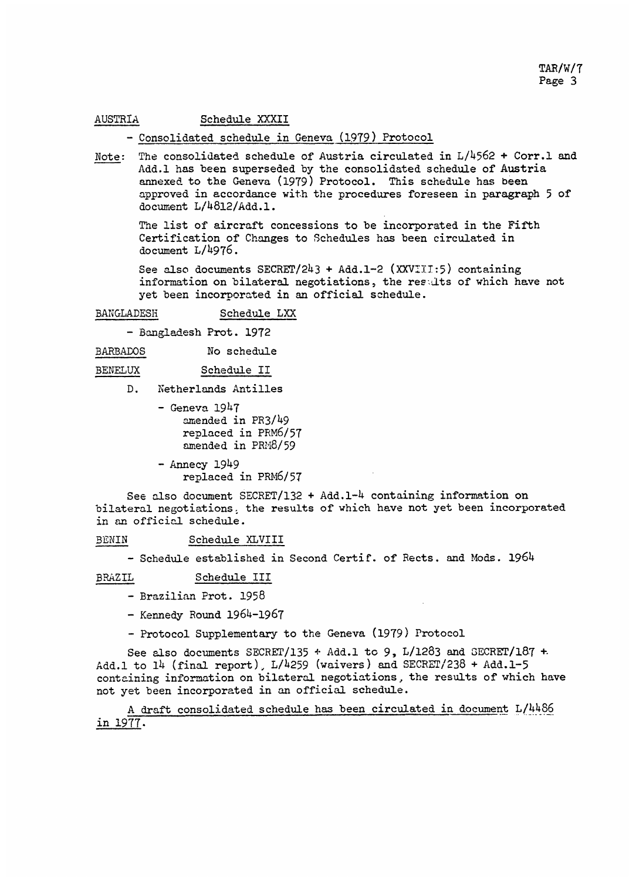AUSTRIA Schedule XXXII

- Consolidated schedule in Geneva (1979) Protocol

Note: The consolidated schedule of Austria circulated in L/4562 + Corr.1 and Add.1 has been superseded by the consolidated schedule of Austria annexed to the Geneva (1979) Protocol. This schedule has been approved in accordance with the procedures foreseen in paragraph 5 of document L/4812/Add.1.

The list of aircraft concessions to be incorporated in the Fifth Certification of Changes to Schedules has been circulated in document L/4976.

See also documents SECRET/243 + Add.1-2 (XXVIII:5) containing information on bilateral negotiations, the results of which have not yet been incorporated in an official schedule.

BANGLADESH Schedule LXX

- Bangladesh Prot. 1972

BARBADOS No schedule

BENELUX Schedule II

D. Netherlands Antilles

- Geneva 1947
  amended in PR3/49
  replaced in PRM6/57
  amended in PRM8/59

- Annecy 1949
  replaced in PRM6/57

See also document SECRET/132 + Add.1-4 containing information on bilateral negotiations, the results of which have not yet been incorporated in an official schedule.

BENIN Schedule XLVIII

- Schedule established in Second Certif. of Rects. and Mods. 1964

BRAZIL Schedule III

- Brazilian Prot. 1958

- Kennedy Round 1964-1967

- Protocol Supplementary to the Geneva (1979) Protocol

See also documents SECRET/135 + Add.1 to 9, L/1283 and SECRET/187 + Add.1 to 14 (final report), L/4259 (waivers) and SECRET/238 + Add.1-5 containing information on bilateral negotiations, the results of which have not yet been incorporated in an official schedule.

A draft consolidated schedule has been circulated in document L/4486 in 1977.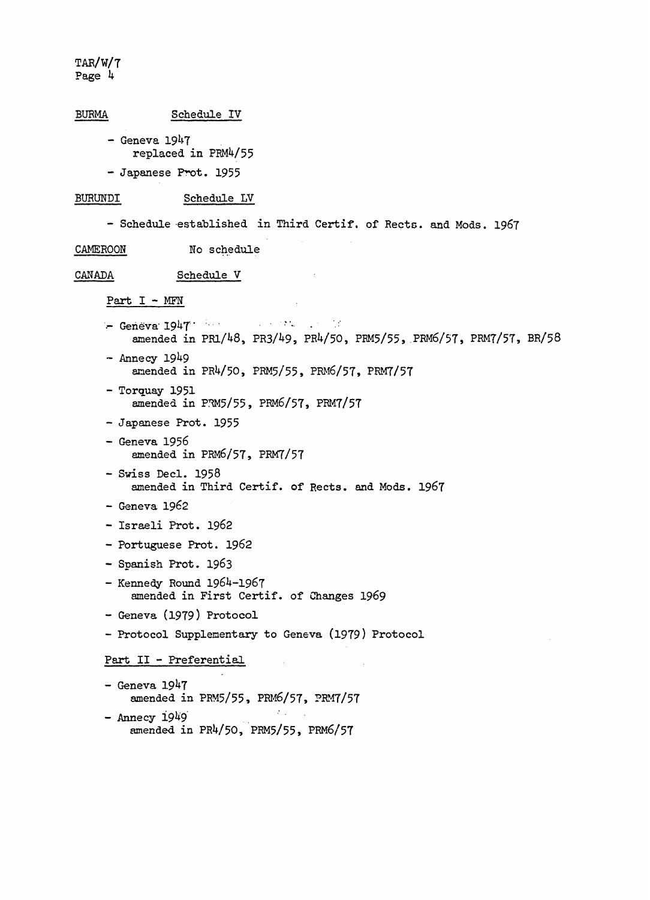BURMA Schedule IV

- Geneva 1947
  replaced in PRM4/55
- Japanese Prot. 1955

BURUNDI Schedule LV

- Schedule established in Third Certif. of Rects. and Mods. 1967

CAMEROON No schedule

CANADA Schedule V

Part I - MFN

- Geneva 1947
  amended in PR1/48, PR3/49, PR4/50, PRM5/55, PRM6/57, PRM7/57, BR/58
- Annecy 1949
  amended in PR4/50, PRM5/55, PRM6/57, PRM7/57
- Torquay 1951
  amended in PRM5/55, PRM6/57, PRM7/57
- Japanese Prot. 1955
- Geneva 1956
  amended in PRM6/57, PRM7/57
- Swiss Decl. 1958
  amended in Third Certif. of Rects. and Mods. 1967
- Geneva 1962
- Israeli Prot. 1962
- Portuguese Prot. 1962
- Spanish Prot. 1963
- Kennedy Round 1964-1967
  amended in First Certif. of Changes 1969
- Geneva (1979) Protocol
- Protocol Supplementary to Geneva (1979) Protocol

Part II - Preferential

- Geneva 1947
  amended in PRM5/55, PRM6/57, PRM7/57
- Annecy 1949
  amended in PR4/50, PRM5/55, PRM6/57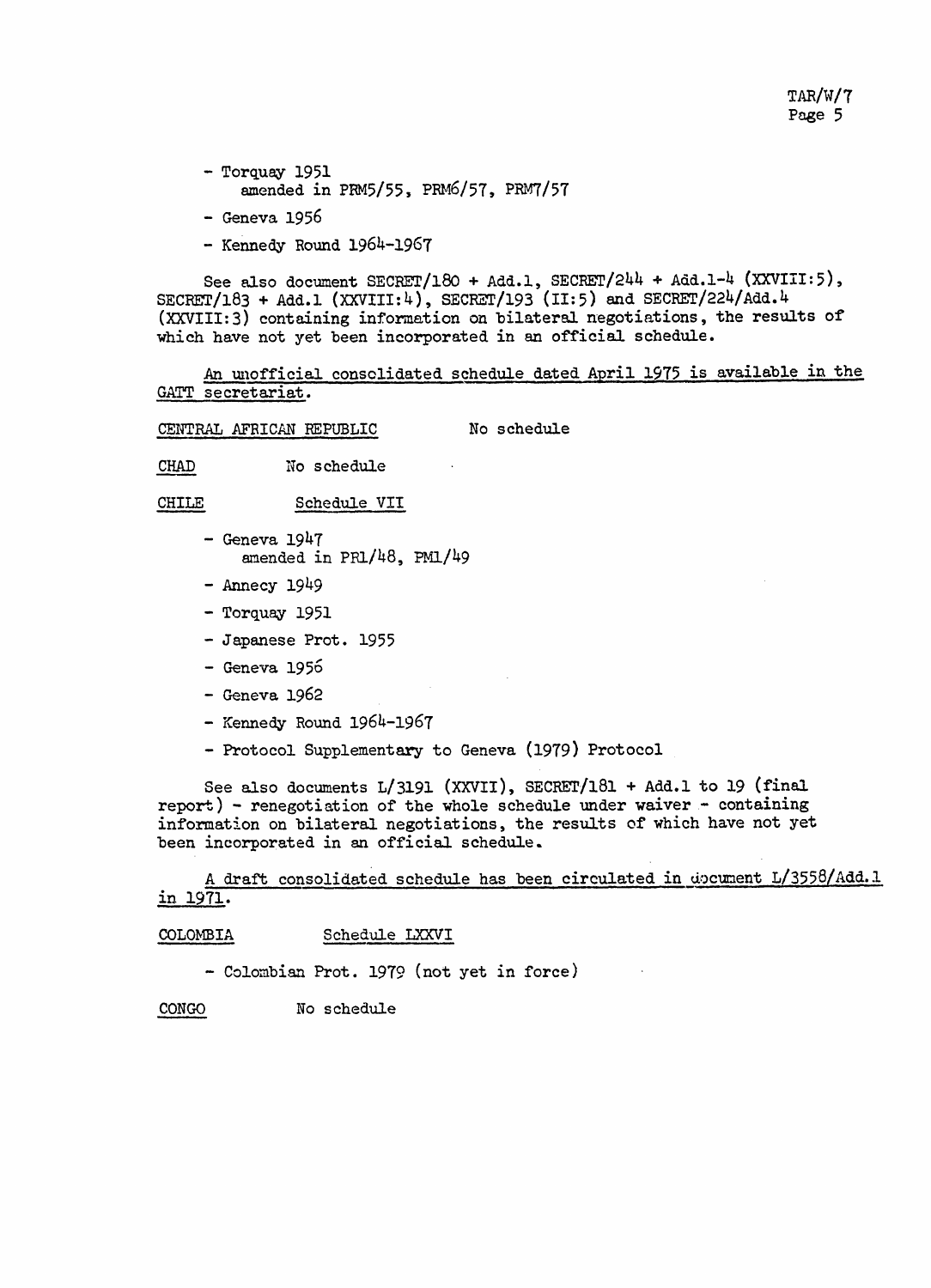- Torquay 1951
  amended in PRM5/55, PRM6/57, PRM7/57
- Geneva 1956
- Kennedy Round 1964-1967

See also document SECRET/180 + Add.1, SECRET/244 + Add.1-4 (XXVIII:5), SECRET/183 + Add.1 (XXVIII:4), SECRET/193 (II:5) and SECRET/224/Add.4 (XXVIII:3) containing information on bilateral negotiations, the results of which have not yet been incorporated in an official schedule.

<u>An unofficial consolidated schedule dated April 1975 is available in the GATT secretariat.</u>

<u>CENTRAL AFRICAN REPUBLIC</u> No schedule

<u>CHAD</u> No schedule

<u>CHILE</u> <u>Schedule VII</u>

- Geneva 1947
  amended in PR1/48, PM1/49
- Annecy 1949
- Torquay 1951
- Japanese Prot. 1955
- Geneva 1956
- Geneva 1962
- Kennedy Round 1964-1967
- Protocol Supplementary to Geneva (1979) Protocol

See also documents L/3191 (XXVII), SECRET/181 + Add.1 to 19 (final report) - renegotiation of the whole schedule under waiver - containing information on bilateral negotiations, the results of which have not yet been incorporated in an official schedule.

<u>A draft consolidated schedule has been circulated in document L/3558/Add.1 in 1971.</u>

<u>COLOMBIA</u> <u>Schedule LXXVI</u>

- Colombian Prot. 1979 (not yet in force)

<u>CONGO</u> No schedule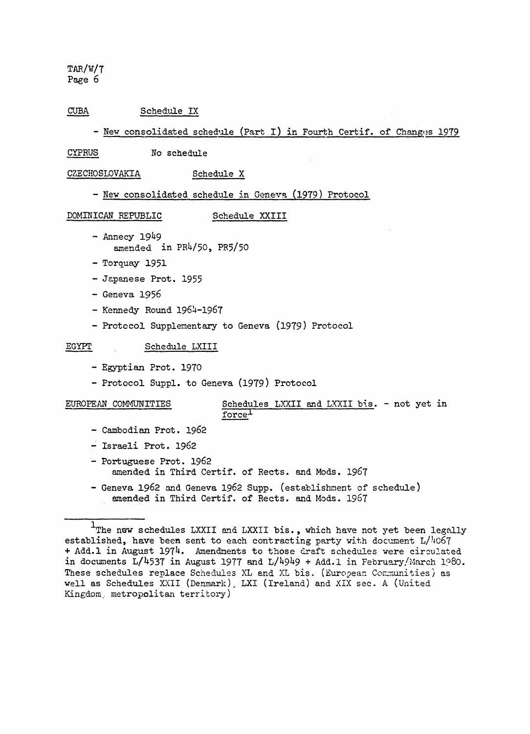CUBA Schedule IX

- New consolidated schedule (Part I) in Fourth Certif. of Changes 1979

CYPRUS No schedule

CZECHOSLOVAKIA Schedule X

- New consolidated schedule in Geneva (1979) Protocol

DOMINICAN REPUBLIC Schedule XXIII

- Annecy 1949
  amended in PR4/50, PR5/50
- Torquay 1951
- Japanese Prot. 1955
- Geneva 1956
- Kennedy Round 1964-1967
- Protocol Supplementary to Geneva (1979) Protocol

EGYPT Schedule LXIII

- Egyptian Prot. 1970
- Protocol Suppl. to Geneva (1979) Protocol

EUROPEAN COMMUNITIES Schedules LXXII and LXXII bis. - not yet in force[1]

- Cambodian Prot. 1962
- Israeli Prot. 1962
- Portuguese Prot. 1962
  amended in Third Certif. of Rects. and Mods. 1967
- Geneva 1962 and Geneva 1962 Supp. (establishment of schedule)
  amended in Third Certif. of Rects. and Mods. 1967

---

[1]The new schedules LXXII and LXXII bis., which have not yet been legally established, have been sent to each contracting party with document L/4067 + Add.1 in August 1974. Amendments to those draft schedules were circulated in documents L/4537 in August 1977 and L/4949 + Add.1 in February/March 1980. These schedules replace Schedules XL and XL bis. (European Communities) as well as Schedules XXII (Denmark), LXI (Ireland) and XIX sec. A (United Kingdom, metropolitan territory)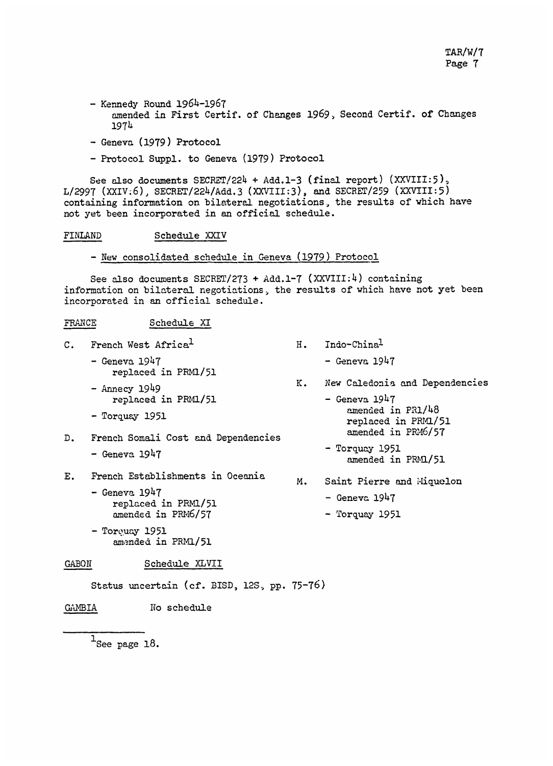- Kennedy Round 1964-1967
  amended in First Certif. of Changes 1969, Second Certif. of Changes 1974
- Geneva (1979) Protocol
- Protocol Suppl. to Geneva (1979) Protocol

See also documents SECRET/224 + Add.1-3 (final report) (XXVIII:5), L/2997 (XXIV:6), SECRET/224/Add.3 (XXVIII:3), and SECRET/259 (XXVIII:5) containing information on bilateral negotiations, the results of which have not yet been incorporated in an official schedule.

FINLAND Schedule XXIV

- New consolidated schedule in Geneva (1979) Protocol

See also documents SECRET/273 + Add.1-7 (XXVIII:4) containing information on bilateral negotiations, the results of which have not yet been incorporated in an official schedule.

FRANCE Schedule XI

C. French West Africa[1]
- Geneva 1947
  replaced in PRM1/51
- Annecy 1949
  replaced in PRM1/51
- Torquay 1951

D. French Somali Cost and Dependencies
- Geneva 1947

E. French Establishments in Oceania
- Geneva 1947
  replaced in PRM1/51
  amended in PRM6/57
- Torquay 1951
  amended in PRM1/51

H. Indo-China[1]
- Geneva 1947

K. New Caledonia and Dependencies
- Geneva 1947
  amended in PR1/48
  replaced in PRM1/51
  amended in PRM6/57
- Torquay 1951
  amended in PRM1/51

M. Saint Pierre and Miquelon
- Geneva 1947
- Torquay 1951

GABON Schedule XLVII

Status uncertain (cf. BISD, 12S, pp. 75-76)

GAMBIA No schedule

---

[1] See page 18.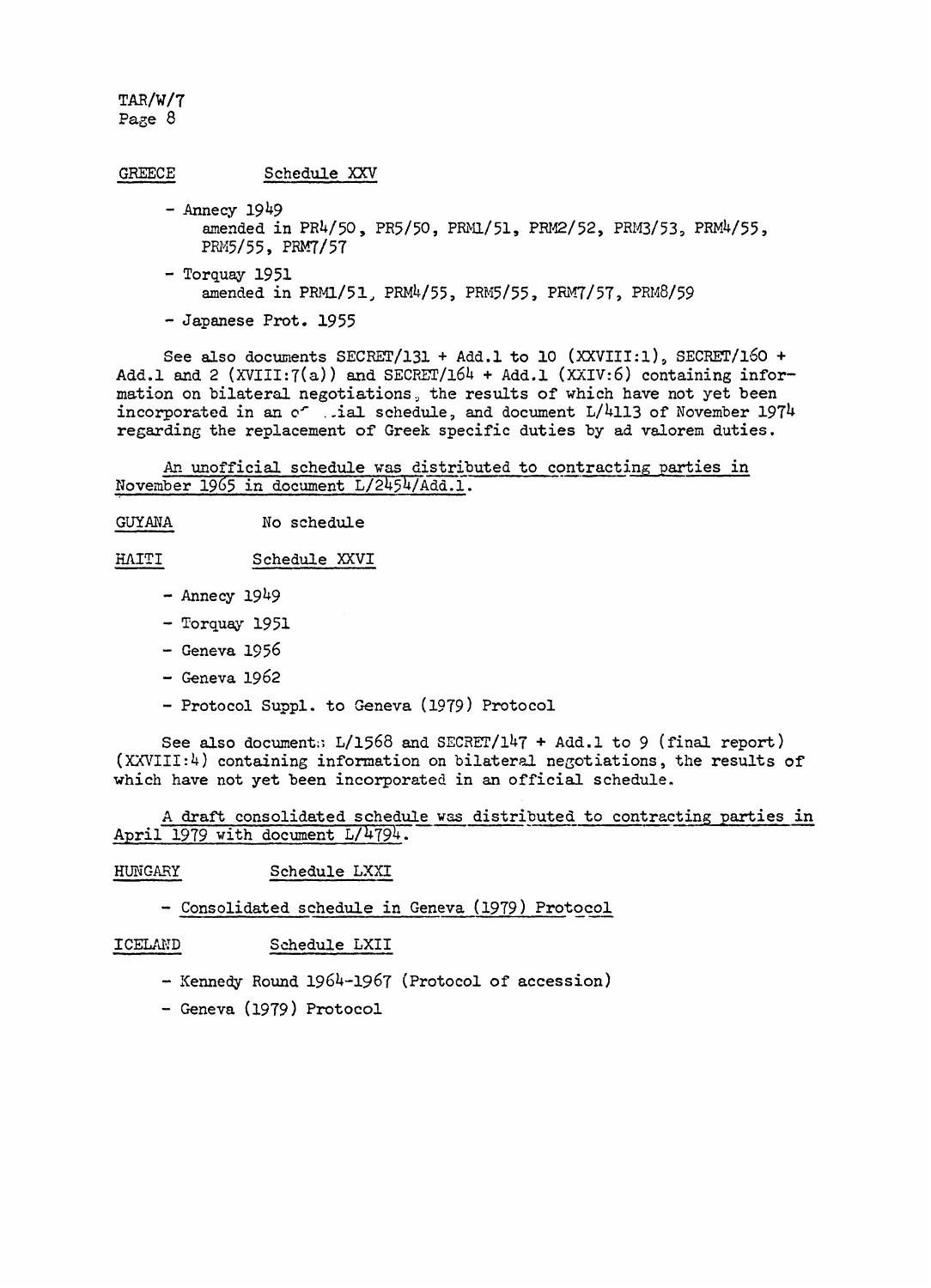GREECE Schedule XXV

- Annecy 1949
  amended in PR4/50, PR5/50, PRM1/51, PRM2/52, PRM3/53, PRM4/55, PRM5/55, PRM7/57
- Torquay 1951
  amended in PRM1/51, PRM4/55, PRM5/55, PRM7/57, PRM8/59
- Japanese Prot. 1955

See also documents SECRET/131 + Add.1 to 10 (XXVIII:1), SECRET/160 + Add.1 and 2 (XVIII:7(a)) and SECRET/164 + Add.1 (XXIV:6) containing information on bilateral negotiations, the results of which have not yet been incorporated in an official schedule, and document L/4113 of November 1974 regarding the replacement of Greek specific duties by ad valorem duties.

An unofficial schedule was distributed to contracting parties in November 1965 in document L/2454/Add.1.

GUYANA No schedule

HAITI Schedule XXVI

- Annecy 1949
- Torquay 1951
- Geneva 1956
- Geneva 1962
- Protocol Suppl. to Geneva (1979) Protocol

See also documents L/1568 and SECRET/147 + Add.1 to 9 (final report) (XXVIII:4) containing information on bilateral negotiations, the results of which have not yet been incorporated in an official schedule.

A draft consolidated schedule was distributed to contracting parties in April 1979 with document L/4794.

HUNGARY Schedule LXXI

- Consolidated schedule in Geneva (1979) Protocol

ICELAND Schedule LXII

- Kennedy Round 1964-1967 (Protocol of accession)
- Geneva (1979) Protocol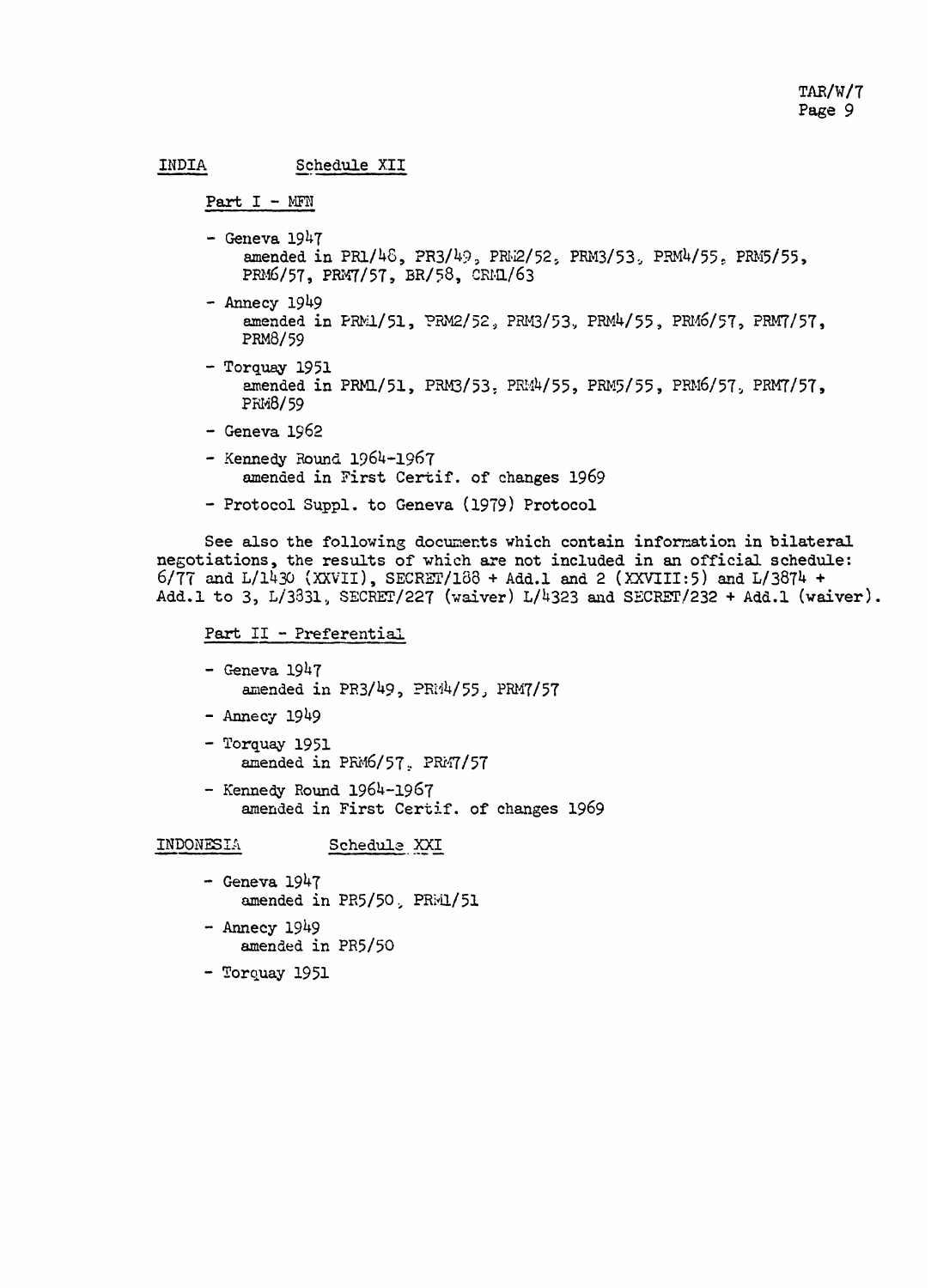INDIA Schedule XII

Part I - MFN

- Geneva 1947
  amended in PR1/48, PR3/49, PRM2/52, PRM3/53, PRM4/55, PRM5/55, PRM6/57, PRM7/57, BR/58, CRM1/63
- Annecy 1949
  amended in PRM1/51, PRM2/52, PRM3/53, PRM4/55, PRM6/57, PRM7/57, PRM8/59
- Torquay 1951
  amended in PRM1/51, PRM3/53, PRM4/55, PRM5/55, PRM6/57, PRM7/57, PRM8/59
- Geneva 1962
- Kennedy Round 1964-1967
  amended in First Certif. of changes 1969
- Protocol Suppl. to Geneva (1979) Protocol

See also the following documents which contain information in bilateral negotiations, the results of which are not included in an official schedule: 6/77 and L/1430 (XXVII), SECRET/188 + Add.1 and 2 (XXVIII:5) and L/3874 + Add.1 to 3, L/3831, SECRET/227 (waiver) L/4323 and SECRET/232 + Add.1 (waiver).

Part II - Preferential

- Geneva 1947
  amended in PR3/49, PRM4/55, PRM7/57
- Annecy 1949
- Torquay 1951
  amended in PRM6/57, PRM7/57
- Kennedy Round 1964-1967
  amended in First Certif. of changes 1969

INDONESIA Schedule XXI

- Geneva 1947
  amended in PR5/50, PRM1/51
- Annecy 1949
  amended in PR5/50
- Torquay 1951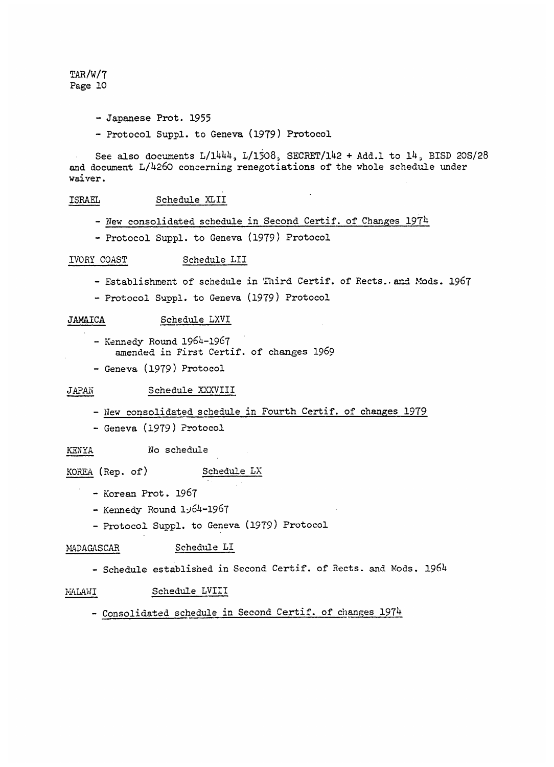- Japanese Prot. 1955
- Protocol Suppl. to Geneva (1979) Protocol

See also documents L/1444, L/1508, SECRET/142 + Add.1 to 14, BISD 20S/28 and document L/4260 concerning renegotiations of the whole schedule under waiver.

ISRAEL Schedule XLII

- New consolidated schedule in Second Certif. of Changes 1974
- Protocol Suppl. to Geneva (1979) Protocol

IVORY COAST Schedule LII

- Establishment of schedule in Third Certif. of Rects. and Mods. 1967
- Protocol Suppl. to Geneva (1979) Protocol

JAMAICA Schedule LXVI

- Kennedy Round 1964-1967
  amended in First Certif. of changes 1969
- Geneva (1979) Protocol

JAPAN Schedule XXXVIII

- New consolidated schedule in Fourth Certif. of changes 1979
- Geneva (1979) Protocol

KENYA No schedule

KOREA (Rep. of) Schedule LX

- Korean Prot. 1967
- Kennedy Round 1964-1967
- Protocol Suppl. to Geneva (1979) Protocol

MADAGASCAR Schedule LI

- Schedule established in Second Certif. of Rects. and Mods. 1964

MALAWI Schedule LVIII

- Consolidated schedule in Second Certif. of changes 1974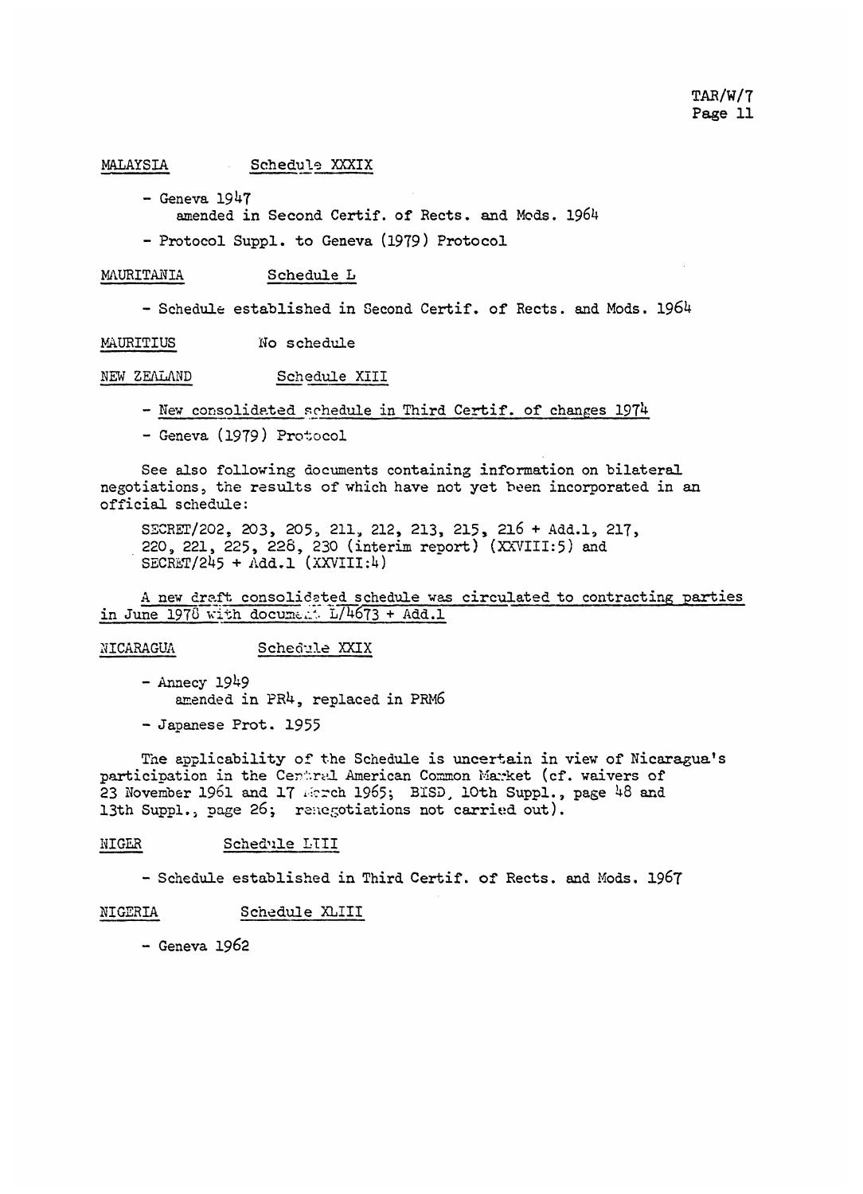MALAYSIA Schedule XXXIX

- Geneva 1947
  amended in Second Certif. of Rects. and Mods. 1964
- Protocol Suppl. to Geneva (1979) Protocol

MAURITANIA Schedule L

- Schedule established in Second Certif. of Rects. and Mods. 1964

MAURITIUS No schedule

NEW ZEALAND Schedule XIII

- New consolidated schedule in Third Certif. of changes 1974
- Geneva (1979) Protocol

See also following documents containing information on bilateral negotiations, the results of which have not yet been incorporated in an official schedule:

SECRET/202, 203, 205, 211, 212, 213, 215, 216 + Add.1, 217, 220, 221, 225, 228, 230 (interim report) (XXVIII:5) and SECRET/245 + Add.1 (XXVIII:4)

A new draft consolidated schedule was circulated to contracting parties in June 1978 with document L/4673 + Add.1

NICARAGUA Schedule XXIX

- Annecy 1949
  amended in PR4, replaced in PRM6
- Japanese Prot. 1955

The applicability of the Schedule is uncertain in view of Nicaragua's participation in the Central American Common Market (cf. waivers of 23 November 1961 and 17 March 1965; BISD, 10th Suppl., page 48 and 13th Suppl., page 26; renegotiations not carried out).

NIGER Schedule LIII

- Schedule established in Third Certif. of Rects. and Mods. 1967

NIGERIA Schedule XLIII

- Geneva 1962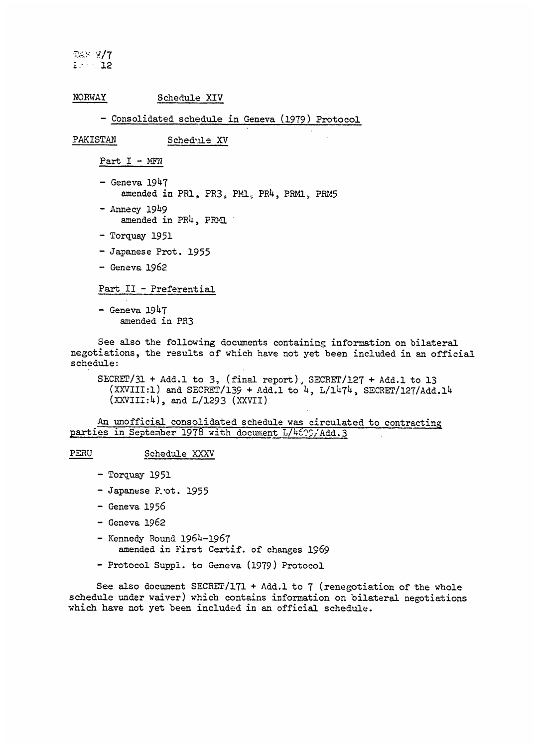NORWAY Schedule XIV

- Consolidated schedule in Geneva (1979) Protocol

PAKISTAN Schedule XV

Part I - MFN

- Geneva 1947
  amended in PR1, PR3, PM1, PR4, PRM1, PRM5
- Annecy 1949
  amended in PR4, PRM1
- Torquay 1951
- Japanese Prot. 1955
- Geneva 1962

Part II - Preferential

- Geneva 1947
  amended in PR3

See also the following documents containing information on bilateral negotiations, the results of which have not yet been included in an official schedule:

SECRET/31 + Add.1 to 3, (final report), SECRET/127 + Add.1 to 13 (XXVIII:1) and SECRET/139 + Add.1 to 4, L/1474, SECRET/127/Add.14 (XXVIII:4), and L/1293 (XXVII)

An unofficial consolidated schedule was circulated to contracting parties in September 1978 with document L/4600/Add.3

PERU Schedule XXXV

- Torquay 1951
- Japanese Prot. 1955
- Geneva 1956
- Geneva 1962
- Kennedy Round 1964-1967
  amended in First Certif. of changes 1969
- Protocol Suppl. to Geneva (1979) Protocol

See also document SECRET/171 + Add.1 to 7 (renegotiation of the whole schedule under waiver) which contains information on bilateral negotiations which have not yet been included in an official schedule.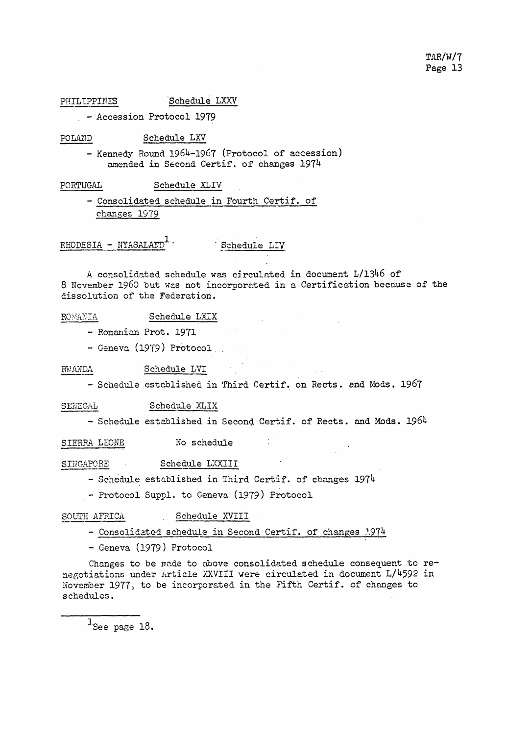PHILIPPINES Schedule LXXV

- Accession Protocol 1979

POLAND Schedule LXV

- Kennedy Round 1964-1967 (Protocol of accession) amended in Second Certif. of changes 1974

PORTUGAL Schedule XLIV

- Consolidated schedule in Fourth Certif. of changes 1979

RHODESIA - NYASALAND[1] Schedule LIV

A consolidated schedule was circulated in document L/1346 of 8 November 1960 but was not incorporated in a Certification because of the dissolution of the Federation.

ROMANIA Schedule LXIX

- Romanian Prot. 1971
- Geneva (1979) Protocol

RWANDA Schedule LVI

- Schedule established in Third Certif. on Rects. and Mods. 1967

SENEGAL Schedule XLIX

- Schedule established in Second Certif. of Rects. and Mods. 1964

SIERRA LEONE No schedule

SINGAPORE Schedule LXXIII

- Schedule established in Third Certif. of changes 1974
- Protocol Suppl. to Geneva (1979) Protocol

SOUTH AFRICA Schedule XVIII

- Consolidated schedule in Second Certif. of changes 1974
- Geneva (1979) Protocol

Changes to be made to above consolidated schedule consequent to renegotiations under Article XXVIII were circulated in document L/4592 in November 1977, to be incorporated in the Fifth Certif. of changes to schedules.

[1] See page 18.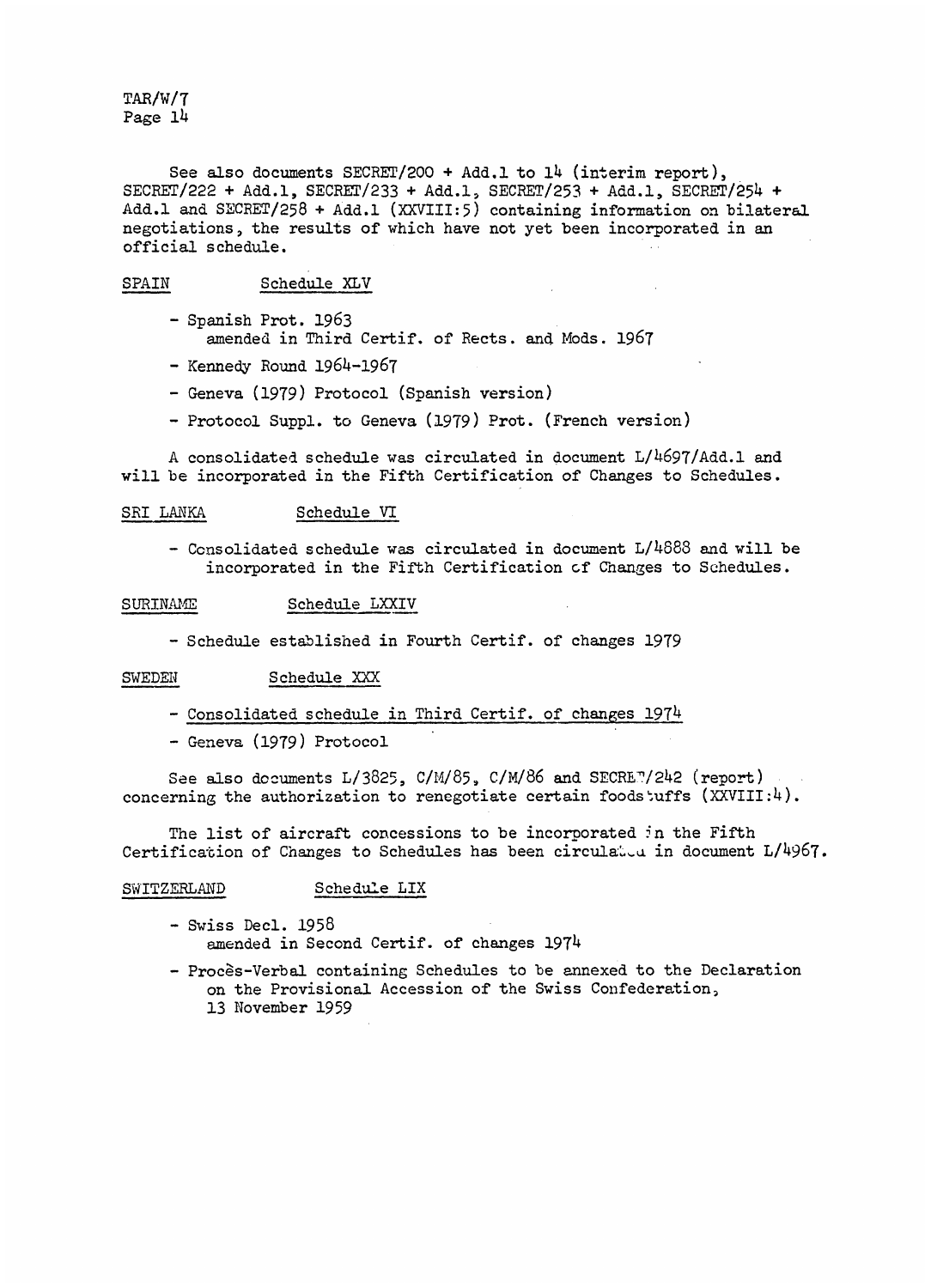See also documents SECRET/200 + Add.1 to 14 (interim report), SECRET/222 + Add.1, SECRET/233 + Add.1, SECRET/253 + Add.1, SECRET/254 + Add.1 and SECRET/258 + Add.1 (XXVIII:5) containing information on bilateral negotiations, the results of which have not yet been incorporated in an official schedule.

SPAIN Schedule XLV

- Spanish Prot. 1963
  amended in Third Certif. of Rects. and Mods. 1967
- Kennedy Round 1964-1967
- Geneva (1979) Protocol (Spanish version)
- Protocol Suppl. to Geneva (1979) Prot. (French version)

A consolidated schedule was circulated in document L/4697/Add.1 and will be incorporated in the Fifth Certification of Changes to Schedules.

SRI LANKA Schedule VI

- Consolidated schedule was circulated in document L/4888 and will be incorporated in the Fifth Certification of Changes to Schedules.

SURINAME Schedule LXXIV

- Schedule established in Fourth Certif. of changes 1979

SWEDEN Schedule XXX

- Consolidated schedule in Third Certif. of changes 1974
- Geneva (1979) Protocol

See also documents L/3825, C/M/85, C/M/86 and SECRET/242 (report) concerning the authorization to renegotiate certain foodstuffs (XXVIII:4).

The list of aircraft concessions to be incorporated in the Fifth Certification of Changes to Schedules has been circulated in document L/4967.

SWITZERLAND Schedule LIX

- Swiss Decl. 1958
  amended in Second Certif. of changes 1974
- Procès-Verbal containing Schedules to be annexed to the Declaration on the Provisional Accession of the Swiss Confederation, 13 November 1959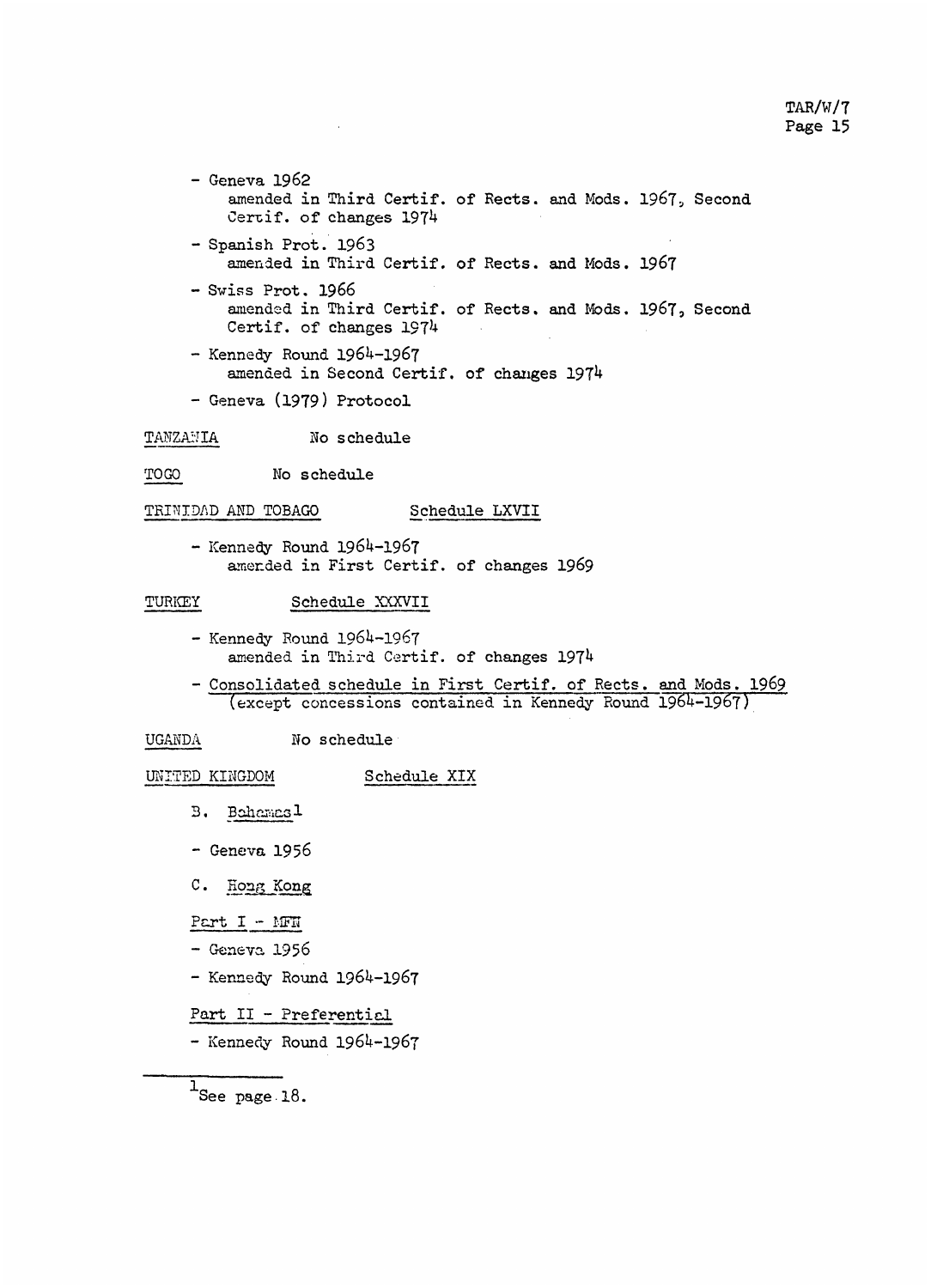- Geneva 1962
  amended in Third Certif. of Rects. and Mods. 1967, Second Certif. of changes 1974
- Spanish Prot. 1963
  amended in Third Certif. of Rects. and Mods. 1967
- Swiss Prot. 1966
  amended in Third Certif. of Rects. and Mods. 1967, Second Certif. of changes 1974
- Kennedy Round 1964-1967
  amended in Second Certif. of changes 1974
- Geneva (1979) Protocol

<u>TANZANIA</u> No schedule

<u>TOGO</u> No schedule

<u>TRINIDAD AND TOBAGO</u> <u>Schedule LXVII</u>

- Kennedy Round 1964-1967
  amended in First Certif. of changes 1969

<u>TURKEY</u> <u>Schedule XXXVII</u>

- Kennedy Round 1964-1967
  amended in Third Certif. of changes 1974
- <u>Consolidated schedule in First Certif. of Rects. and Mods. 1969 (except concessions contained in Kennedy Round 1964-1967)</u>

<u>UGANDA</u> No schedule

<u>UNITED KINGDOM</u> <u>Schedule XIX</u>

B. <u>Bahamas</u>[1]

- Geneva 1956

C. <u>Hong Kong</u>

<u>Part I - MFN</u>

- Geneva 1956
- Kennedy Round 1964-1967

<u>Part II - Preferential</u>

- Kennedy Round 1964-1967

---

[1]See page 18.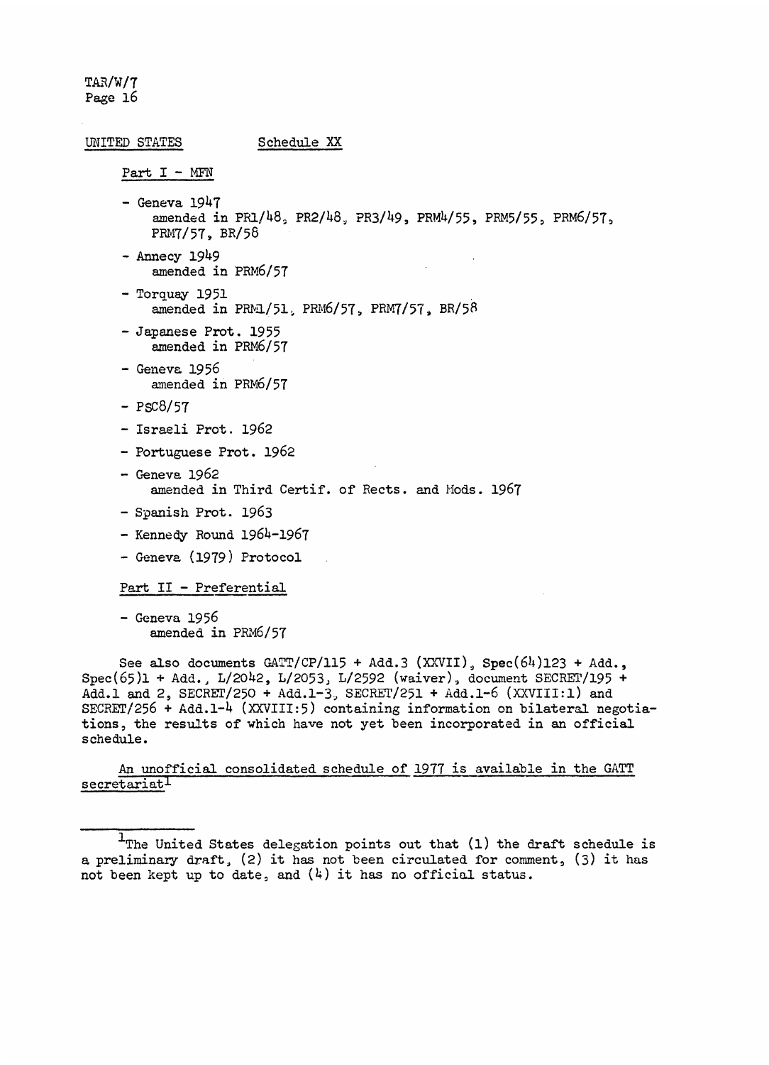UNITED STATES Schedule XX

Part I - MFN

- Geneva 1947
  amended in PR1/48, PR2/48, PR3/49, PRM4/55, PRM5/55, PRM6/57, PRM7/57, BR/58
- Annecy 1949
  amended in PRM6/57
- Torquay 1951
  amended in PRM1/51, PRM6/57, PRM7/57, BR/58
- Japanese Prot. 1955
  amended in PRM6/57
- Geneva 1956
  amended in PRM6/57
- PSC8/57
- Israeli Prot. 1962
- Portuguese Prot. 1962
- Geneva 1962
  amended in Third Certif. of Rects. and Mods. 1967
- Spanish Prot. 1963
- Kennedy Round 1964-1967
- Geneva (1979) Protocol

Part II - Preferential

- Geneva 1956
  amended in PRM6/57

See also documents GATT/CP/115 + Add.3 (XXVII), Spec(64)123 + Add., Spec(65)1 + Add., L/2042, L/2053, L/2592 (waiver), document SECRET/195 + Add.1 and 2, SECRET/250 + Add.1-3, SECRET/251 + Add.1-6 (XXVIII:1) and SECRET/256 + Add.1-4 (XXVIII:5) containing information on bilateral negotiations, the results of which have not yet been incorporated in an official schedule.

An unofficial consolidated schedule of 1977 is available in the GATT secretariat[1]

[1] The United States delegation points out that (1) the draft schedule is a preliminary draft, (2) it has not been circulated for comment, (3) it has not been kept up to date, and (4) it has no official status.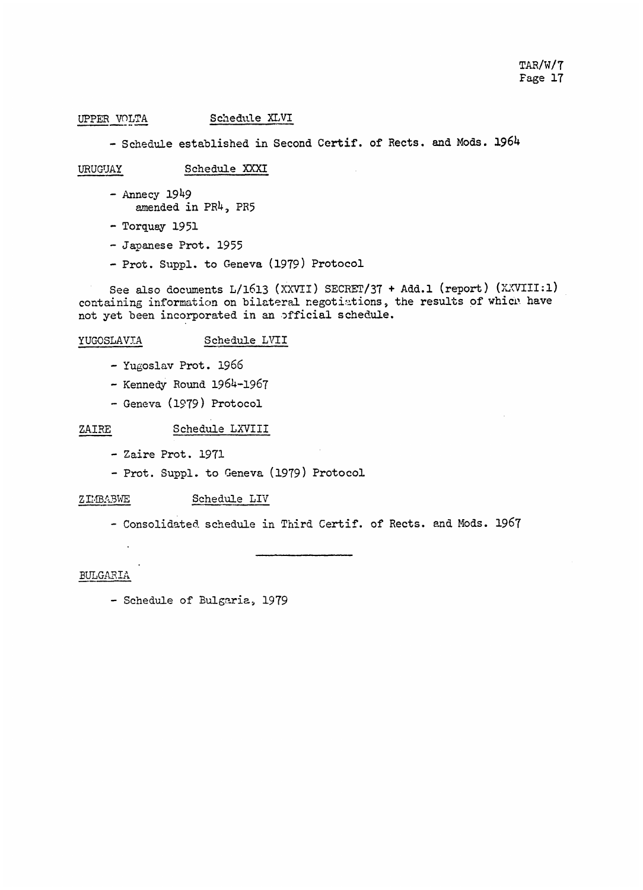UPPER VOLTA    Schedule XLVI

- Schedule established in Second Certif. of Rects. and Mods. 1964

URUGUAY    Schedule XXXI

- Annecy 1949
  amended in PR4, PR5
- Torquay 1951
- Japanese Prot. 1955
- Prot. Suppl. to Geneva (1979) Protocol

See also documents L/1613 (XXVII) SECRET/37 + Add.1 (report) (XXVIII:1) containing information on bilateral negotiations, the results of which have not yet been incorporated in an official schedule.

YUGOSLAVIA    Schedule LVII

- Yugoslav Prot. 1966
- Kennedy Round 1964-1967
- Geneva (1979) Protocol

ZAIRE    Schedule LXVIII

- Zaire Prot. 1971
- Prot. Suppl. to Geneva (1979) Protocol

ZIMBABWE    Schedule LIV

- Consolidated schedule in Third Certif. of Rects. and Mods. 1967

---

BULGARIA

- Schedule of Bulgaria, 1979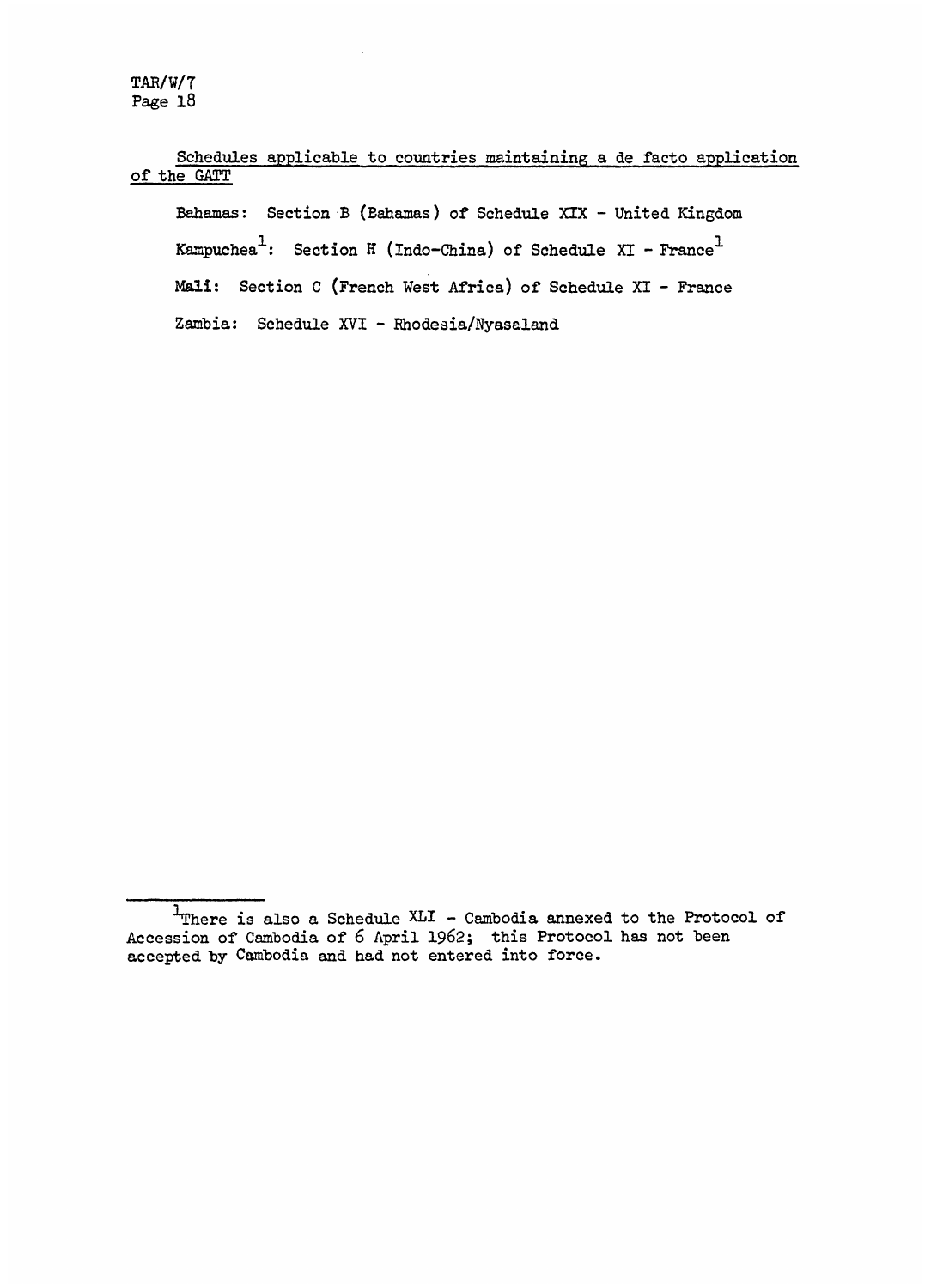Schedules applicable to countries maintaining a de facto application of the GATT

Bahamas: Section B (Bahamas) of Schedule XIX - United Kingdom

Kampuchea[1]: Section H (Indo-China) of Schedule XI - France[1]

Mali: Section C (French West Africa) of Schedule XI - France

Zambia: Schedule XVI - Rhodesia/Nyasaland

---

[1] There is also a Schedule XLI - Cambodia annexed to the Protocol of Accession of Cambodia of 6 April 1962; this Protocol has not been accepted by Cambodia and had not entered into force.